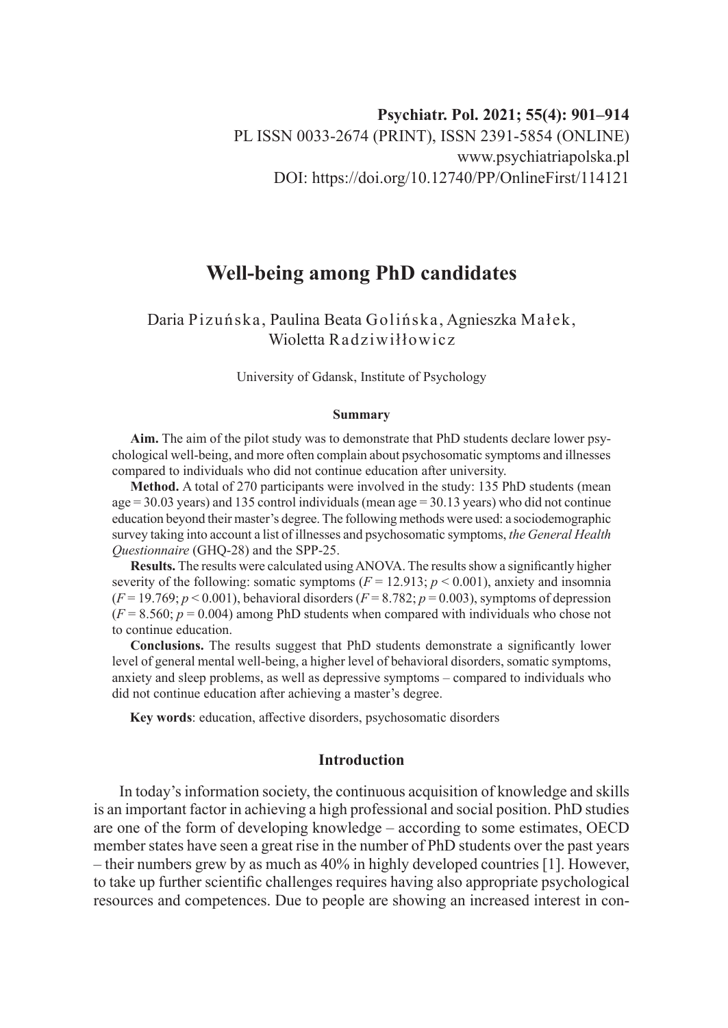Psychiatr. Pol. 2021; 55(4): 901–914
PL ISSN 0033-2674 (PRINT), ISSN 2391-5854 (ONLINE)
www.psychiatriapolska.pl
DOI: https://doi.org/10.12740/PP/OnlineFirst/114121

# Well-being among PhD candidates

Daria Pizuńska, Paulina Beata Golińska, Agnieszka Małek, Wioletta Radziwiłłowicz

University of Gdansk, Institute of Psychology

### Summary

**Aim.** The aim of the pilot study was to demonstrate that PhD students declare lower psychological well-being, and more often complain about psychosomatic symptoms and illnesses compared to individuals who did not continue education after university.

**Method.** A total of 270 participants were involved in the study: 135 PhD students (mean age = 30.03 years) and 135 control individuals (mean age = 30.13 years) who did not continue education beyond their master's degree. The following methods were used: a sociodemographic survey taking into account a list of illnesses and psychosomatic symptoms, *the General Health Questionnaire* (GHQ-28) and the SPP-25.

**Results.** The results were calculated using ANOVA. The results show a significantly higher severity of the following: somatic symptoms ($F = 12.913$; $p < 0.001$), anxiety and insomnia ($F = 19.769$; $p < 0.001$), behavioral disorders ($F = 8.782$; $p = 0.003$), symptoms of depression ($F = 8.560$; $p = 0.004$) among PhD students when compared with individuals who chose not to continue education.

**Conclusions.** The results suggest that PhD students demonstrate a significantly lower level of general mental well-being, a higher level of behavioral disorders, somatic symptoms, anxiety and sleep problems, as well as depressive symptoms – compared to individuals who did not continue education after achieving a master's degree.

**Key words**: education, affective disorders, psychosomatic disorders

## Introduction

In today's information society, the continuous acquisition of knowledge and skills is an important factor in achieving a high professional and social position. PhD studies are one of the form of developing knowledge – according to some estimates, OECD member states have seen a great rise in the number of PhD students over the past years – their numbers grew by as much as 40% in highly developed countries [1]. However, to take up further scientific challenges requires having also appropriate psychological resources and competences. Due to people are showing an increased interest in con-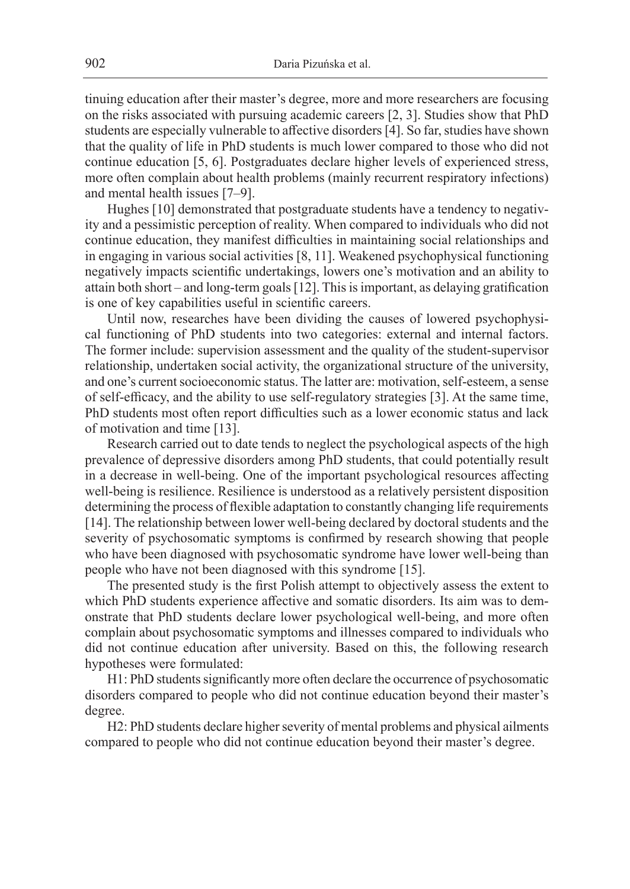tinuing education after their master's degree, more and more researchers are focusing on the risks associated with pursuing academic careers [2, 3]. Studies show that PhD students are especially vulnerable to affective disorders [4]. So far, studies have shown that the quality of life in PhD students is much lower compared to those who did not continue education [5, 6]. Postgraduates declare higher levels of experienced stress, more often complain about health problems (mainly recurrent respiratory infections) and mental health issues [7–9].

Hughes [10] demonstrated that postgraduate students have a tendency to negativity and a pessimistic perception of reality. When compared to individuals who did not continue education, they manifest difficulties in maintaining social relationships and in engaging in various social activities [8, 11]. Weakened psychophysical functioning negatively impacts scientific undertakings, lowers one's motivation and an ability to attain both short – and long-term goals [12]. This is important, as delaying gratification is one of key capabilities useful in scientific careers.

Until now, researches have been dividing the causes of lowered psychophysical functioning of PhD students into two categories: external and internal factors. The former include: supervision assessment and the quality of the student-supervisor relationship, undertaken social activity, the organizational structure of the university, and one's current socioeconomic status. The latter are: motivation, self-esteem, a sense of self-efficacy, and the ability to use self-regulatory strategies [3]. At the same time, PhD students most often report difficulties such as a lower economic status and lack of motivation and time [13].

Research carried out to date tends to neglect the psychological aspects of the high prevalence of depressive disorders among PhD students, that could potentially result in a decrease in well-being. One of the important psychological resources affecting well-being is resilience. Resilience is understood as a relatively persistent disposition determining the process of flexible adaptation to constantly changing life requirements [14]. The relationship between lower well-being declared by doctoral students and the severity of psychosomatic symptoms is confirmed by research showing that people who have been diagnosed with psychosomatic syndrome have lower well-being than people who have not been diagnosed with this syndrome [15].

The presented study is the first Polish attempt to objectively assess the extent to which PhD students experience affective and somatic disorders. Its aim was to demonstrate that PhD students declare lower psychological well-being, and more often complain about psychosomatic symptoms and illnesses compared to individuals who did not continue education after university. Based on this, the following research hypotheses were formulated:

H1: PhD students significantly more often declare the occurrence of psychosomatic disorders compared to people who did not continue education beyond their master's degree.

H2: PhD students declare higher severity of mental problems and physical ailments compared to people who did not continue education beyond their master's degree.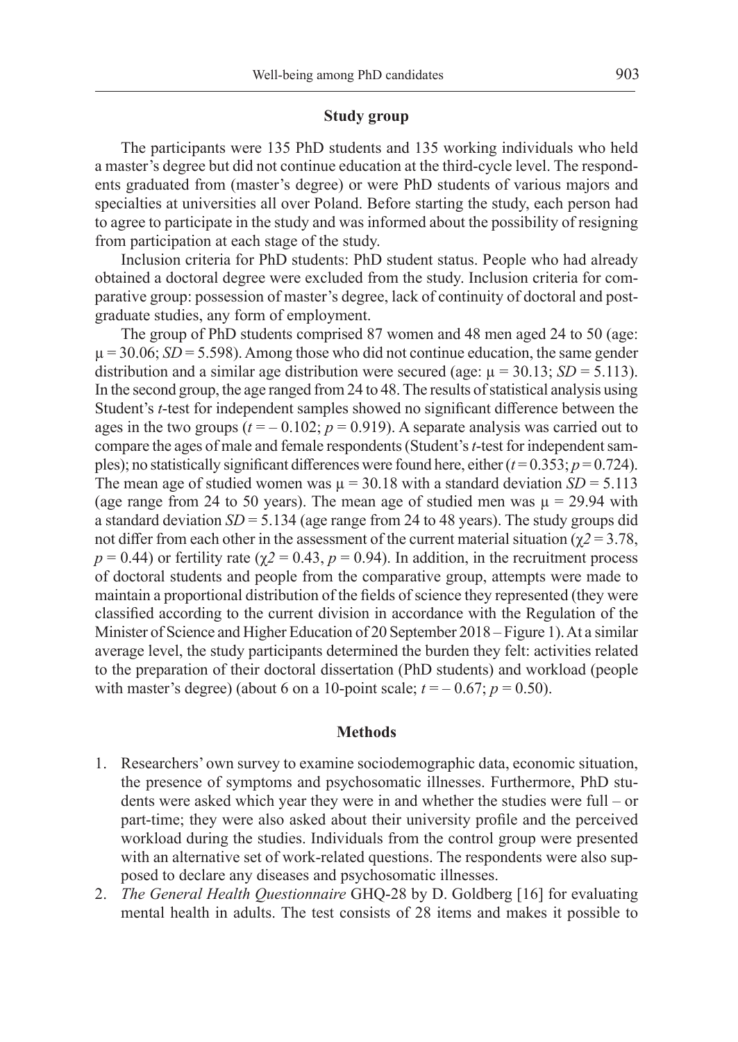## Study group

The participants were 135 PhD students and 135 working individuals who held a master's degree but did not continue education at the third-cycle level. The respondents graduated from (master's degree) or were PhD students of various majors and specialties at universities all over Poland. Before starting the study, each person had to agree to participate in the study and was informed about the possibility of resigning from participation at each stage of the study.

Inclusion criteria for PhD students: PhD student status. People who had already obtained a doctoral degree were excluded from the study. Inclusion criteria for comparative group: possession of master's degree, lack of continuity of doctoral and postgraduate studies, any form of employment.

The group of PhD students comprised 87 women and 48 men aged 24 to 50 (age: $\mu = 30.06$; $SD = 5.598$). Among those who did not continue education, the same gender distribution and a similar age distribution were secured (age: $\mu = 30.13$; $SD = 5.113$). In the second group, the age ranged from 24 to 48. The results of statistical analysis using Student's *t*-test for independent samples showed no significant difference between the ages in the two groups ($t = -0.102$; $p = 0.919$). A separate analysis was carried out to compare the ages of male and female respondents (Student's *t*-test for independent samples); no statistically significant differences were found here, either ($t = 0.353$; $p = 0.724$). The mean age of studied women was $\mu = 30.18$ with a standard deviation $SD = 5.113$ (age range from 24 to 50 years). The mean age of studied men was $\mu = 29.94$ with a standard deviation $SD = 5.134$ (age range from 24 to 48 years). The study groups did not differ from each other in the assessment of the current material situation ($\chi 2 = 3.78$, $p = 0.44$) or fertility rate ($\chi 2 = 0.43$, $p = 0.94$). In addition, in the recruitment process of doctoral students and people from the comparative group, attempts were made to maintain a proportional distribution of the fields of science they represented (they were classified according to the current division in accordance with the Regulation of the Minister of Science and Higher Education of 20 September 2018 – Figure 1). At a similar average level, the study participants determined the burden they felt: activities related to the preparation of their doctoral dissertation (PhD students) and workload (people with master's degree) (about 6 on a 10-point scale; $t = -0.67$; $p = 0.50$).

## Methods

1. Researchers' own survey to examine sociodemographic data, economic situation, the presence of symptoms and psychosomatic illnesses. Furthermore, PhD students were asked which year they were in and whether the studies were full – or part-time; they were also asked about their university profile and the perceived workload during the studies. Individuals from the control group were presented with an alternative set of work-related questions. The respondents were also supposed to declare any diseases and psychosomatic illnesses.
2. *The General Health Questionnaire* GHQ-28 by D. Goldberg [16] for evaluating mental health in adults. The test consists of 28 items and makes it possible to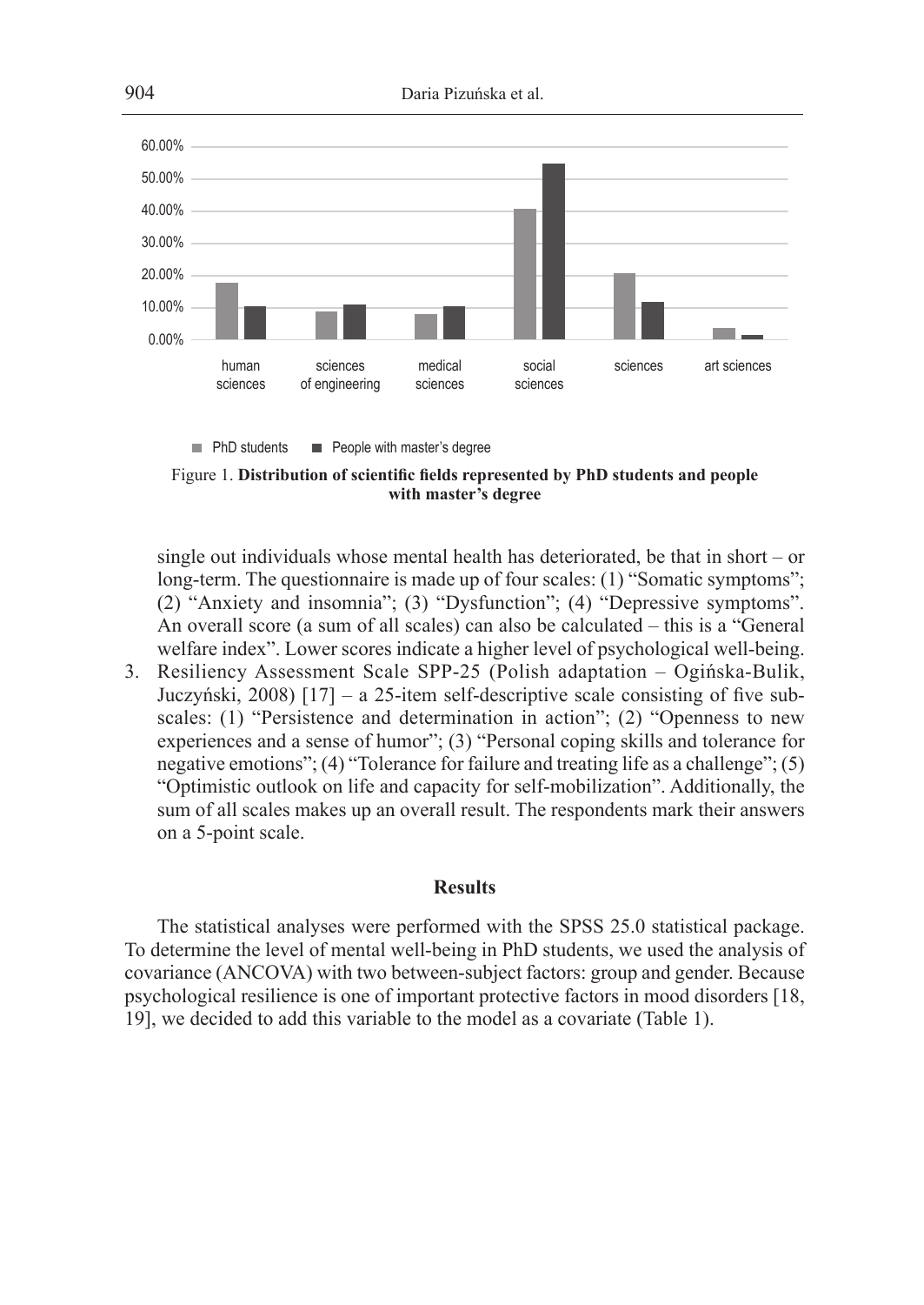Figure 1. **Distribution of scientific fields represented by PhD students and people with master's degree**

single out individuals whose mental health has deteriorated, be that in short – or long-term. The questionnaire is made up of four scales: (1) "Somatic symptoms"; (2) "Anxiety and insomnia"; (3) "Dysfunction"; (4) "Depressive symptoms". An overall score (a sum of all scales) can also be calculated – this is a "General welfare index". Lower scores indicate a higher level of psychological well-being.

3. Resiliency Assessment Scale SPP-25 (Polish adaptation – Ogińska-Bulik, Juczyński, 2008) [17] – a 25-item self-descriptive scale consisting of five subscales: (1) "Persistence and determination in action"; (2) "Openness to new experiences and a sense of humor"; (3) "Personal coping skills and tolerance for negative emotions"; (4) "Tolerance for failure and treating life as a challenge"; (5) "Optimistic outlook on life and capacity for self-mobilization". Additionally, the sum of all scales makes up an overall result. The respondents mark their answers on a 5-point scale.

## Results

The statistical analyses were performed with the SPSS 25.0 statistical package. To determine the level of mental well-being in PhD students, we used the analysis of covariance (ANCOVA) with two between-subject factors: group and gender. Because psychological resilience is one of important protective factors in mood disorders [18, 19], we decided to add this variable to the model as a covariate (Table 1).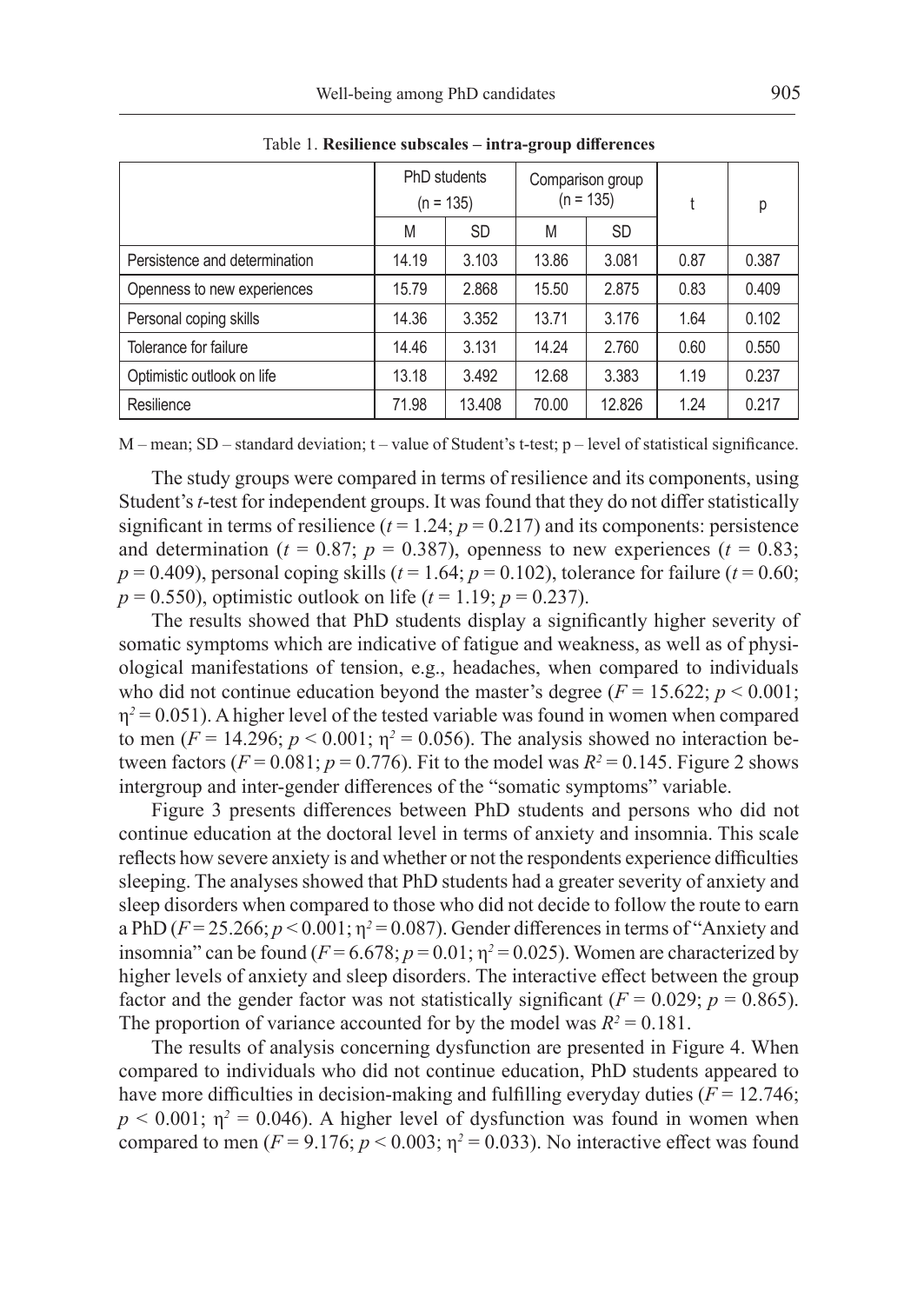Table 1. **Resilience subscales – intra-group differences**

| | PhD students (n = 135) | | Comparison group (n = 135) | | t | p |
|---|---|---|---|---|---|---|
| | M | SD | M | SD | | |
| Persistence and determination | 14.19 | 3.103 | 13.86 | 3.081 | 0.87 | 0.387 |
| Openness to new experiences | 15.79 | 2.868 | 15.50 | 2.875 | 0.83 | 0.409 |
| Personal coping skills | 14.36 | 3.352 | 13.71 | 3.176 | 1.64 | 0.102 |
| Tolerance for failure | 14.46 | 3.131 | 14.24 | 2.760 | 0.60 | 0.550 |
| Optimistic outlook on life | 13.18 | 3.492 | 12.68 | 3.383 | 1.19 | 0.237 |
| Resilience | 71.98 | 13.408 | 70.00 | 12.826 | 1.24 | 0.217 |

M – mean; SD – standard deviation; t – value of Student's t-test; p – level of statistical significance.

The study groups were compared in terms of resilience and its components, using Student's *t*-test for independent groups. It was found that they do not differ statistically significant in terms of resilience ($t = 1.24$; $p = 0.217$) and its components: persistence and determination ($t = 0.87$; $p = 0.387$), openness to new experiences ($t = 0.83$; $p = 0.409$), personal coping skills ($t = 1.64$; $p = 0.102$), tolerance for failure ($t = 0.60$; $p = 0.550$), optimistic outlook on life ($t = 1.19$; $p = 0.237$).

The results showed that PhD students display a significantly higher severity of somatic symptoms which are indicative of fatigue and weakness, as well as of physiological manifestations of tension, e.g., headaches, when compared to individuals who did not continue education beyond the master's degree ($F = 15.622$; $p < 0.001$; $\eta^2 = 0.051$). A higher level of the tested variable was found in women when compared to men ($F = 14.296$; $p < 0.001$; $\eta^2 = 0.056$). The analysis showed no interaction between factors ($F = 0.081$; $p = 0.776$). Fit to the model was $R^2 = 0.145$. Figure 2 shows intergroup and inter-gender differences of the "somatic symptoms" variable.

Figure 3 presents differences between PhD students and persons who did not continue education at the doctoral level in terms of anxiety and insomnia. This scale reflects how severe anxiety is and whether or not the respondents experience difficulties sleeping. The analyses showed that PhD students had a greater severity of anxiety and sleep disorders when compared to those who did not decide to follow the route to earn a PhD ($F = 25.266$; $p < 0.001$; $\eta^2 = 0.087$). Gender differences in terms of "Anxiety and insomnia" can be found ($F = 6.678$; $p = 0.01$; $\eta^2 = 0.025$). Women are characterized by higher levels of anxiety and sleep disorders. The interactive effect between the group factor and the gender factor was not statistically significant ($F = 0.029$; $p = 0.865$). The proportion of variance accounted for by the model was $R^2 = 0.181$.

The results of analysis concerning dysfunction are presented in Figure 4. When compared to individuals who did not continue education, PhD students appeared to have more difficulties in decision-making and fulfilling everyday duties ($F = 12.746$; $p < 0.001$; $\eta^2 = 0.046$). A higher level of dysfunction was found in women when compared to men ($F = 9.176$; $p < 0.003$; $\eta^2 = 0.033$). No interactive effect was found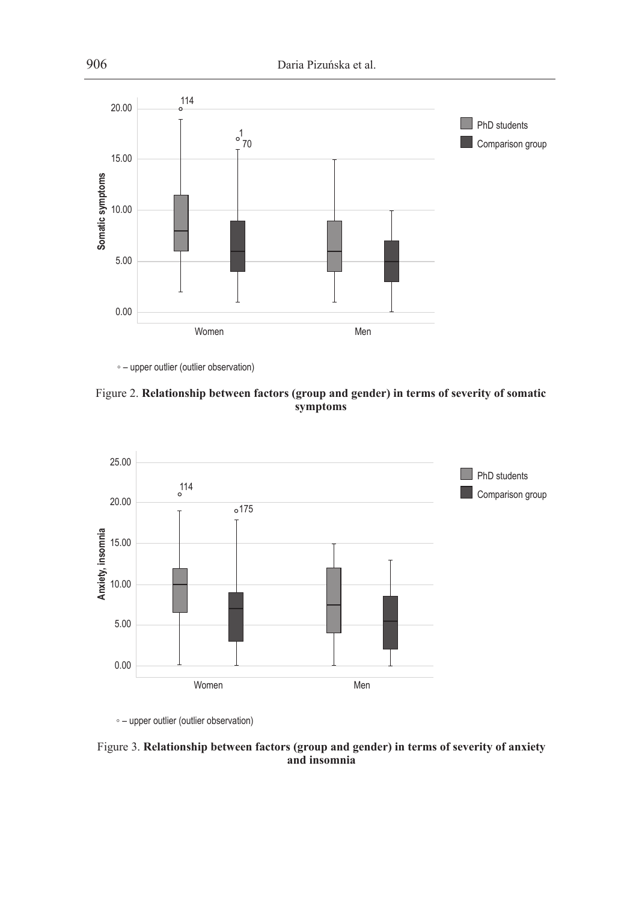◦ – upper outlier (outlier observation)

Figure 2. **Relationship between factors (group and gender) in terms of severity of somatic symptoms**

◦ – upper outlier (outlier observation)

Figure 3. **Relationship between factors (group and gender) in terms of severity of anxiety and insomnia**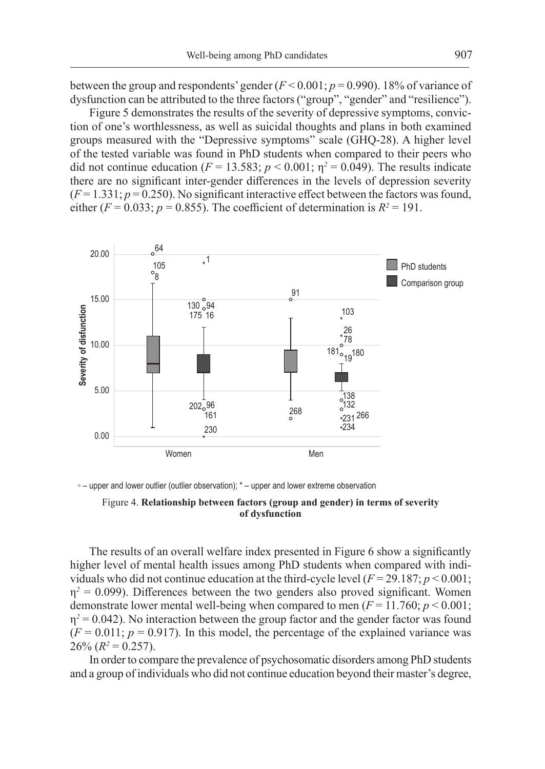between the group and respondents' gender ($F < 0.001$; $p = 0.990$). 18% of variance of dysfunction can be attributed to the three factors ("group", "gender" and "resilience").

Figure 5 demonstrates the results of the severity of depressive symptoms, conviction of one's worthlessness, as well as suicidal thoughts and plans in both examined groups measured with the "Depressive symptoms" scale (GHQ-28). A higher level of the tested variable was found in PhD students when compared to their peers who did not continue education ($F = 13.583$; $p < 0.001$; $\eta^2 = 0.049$). The results indicate there are no significant inter-gender differences in the levels of depression severity ($F = 1.331$; $p = 0.250$). No significant interactive effect between the factors was found, either ($F = 0.033$; $p = 0.855$). The coefficient of determination is $R^2 = 191$.

◦ – upper and lower outlier (outlier observation); * – upper and lower extreme observation

Figure 4. **Relationship between factors (group and gender) in terms of severity of dysfunction**

The results of an overall welfare index presented in Figure 6 show a significantly higher level of mental health issues among PhD students when compared with individuals who did not continue education at the third-cycle level ($F = 29.187$; $p < 0.001$; $\eta^2 = 0.099$). Differences between the two genders also proved significant. Women demonstrate lower mental well-being when compared to men ($F = 11.760$; $p < 0.001$; $\eta^2 = 0.042$). No interaction between the group factor and the gender factor was found ($F = 0.011$; $p = 0.917$). In this model, the percentage of the explained variance was 26% ($R^2 = 0.257$).

In order to compare the prevalence of psychosomatic disorders among PhD students and a group of individuals who did not continue education beyond their master's degree,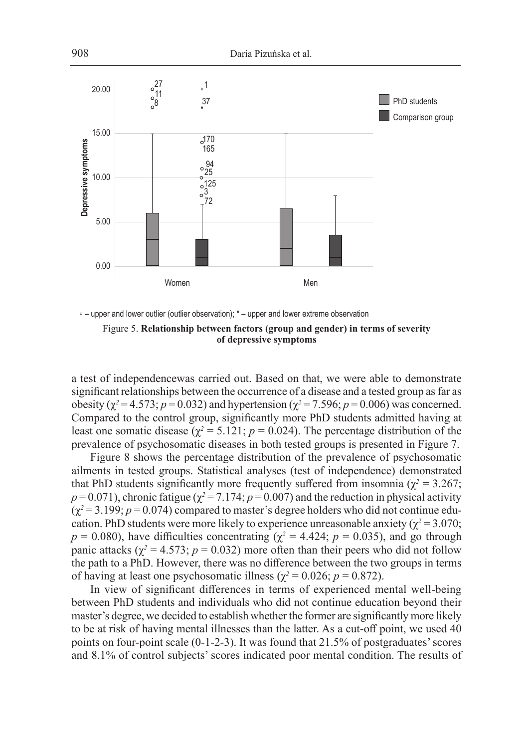◦ – upper and lower outlier (outlier observation); * – upper and lower extreme observation

Figure 5. **Relationship between factors (group and gender) in terms of severity of depressive symptoms**

a test of independencewas carried out. Based on that, we were able to demonstrate significant relationships between the occurrence of a disease and a tested group as far as obesity ($\chi^2 = 4.573$; $p = 0.032$) and hypertension ($\chi^2 = 7.596$; $p = 0.006$) was concerned. Compared to the control group, significantly more PhD students admitted having at least one somatic disease ($\chi^2 = 5.121$; $p = 0.024$). The percentage distribution of the prevalence of psychosomatic diseases in both tested groups is presented in Figure 7.

Figure 8 shows the percentage distribution of the prevalence of psychosomatic ailments in tested groups. Statistical analyses (test of independence) demonstrated that PhD students significantly more frequently suffered from insomnia ($\chi^2 = 3.267$; $p = 0.071$), chronic fatigue ($\chi^2 = 7.174$; $p = 0.007$) and the reduction in physical activity ($\chi^2 = 3.199$; $p = 0.074$) compared to master's degree holders who did not continue education. PhD students were more likely to experience unreasonable anxiety ($\chi^2 = 3.070$; $p = 0.080$), have difficulties concentrating ($\chi^2 = 4.424$; $p = 0.035$), and go through panic attacks ($\chi^2 = 4.573$; $p = 0.032$) more often than their peers who did not follow the path to a PhD. However, there was no difference between the two groups in terms of having at least one psychosomatic illness ($\chi^2 = 0.026$; $p = 0.872$).

In view of significant differences in terms of experienced mental well-being between PhD students and individuals who did not continue education beyond their master's degree, we decided to establish whether the former are significantly more likely to be at risk of having mental illnesses than the latter. As a cut-off point, we used 40 points on four-point scale (0-1-2-3). It was found that 21.5% of postgraduates' scores and 8.1% of control subjects' scores indicated poor mental condition. The results of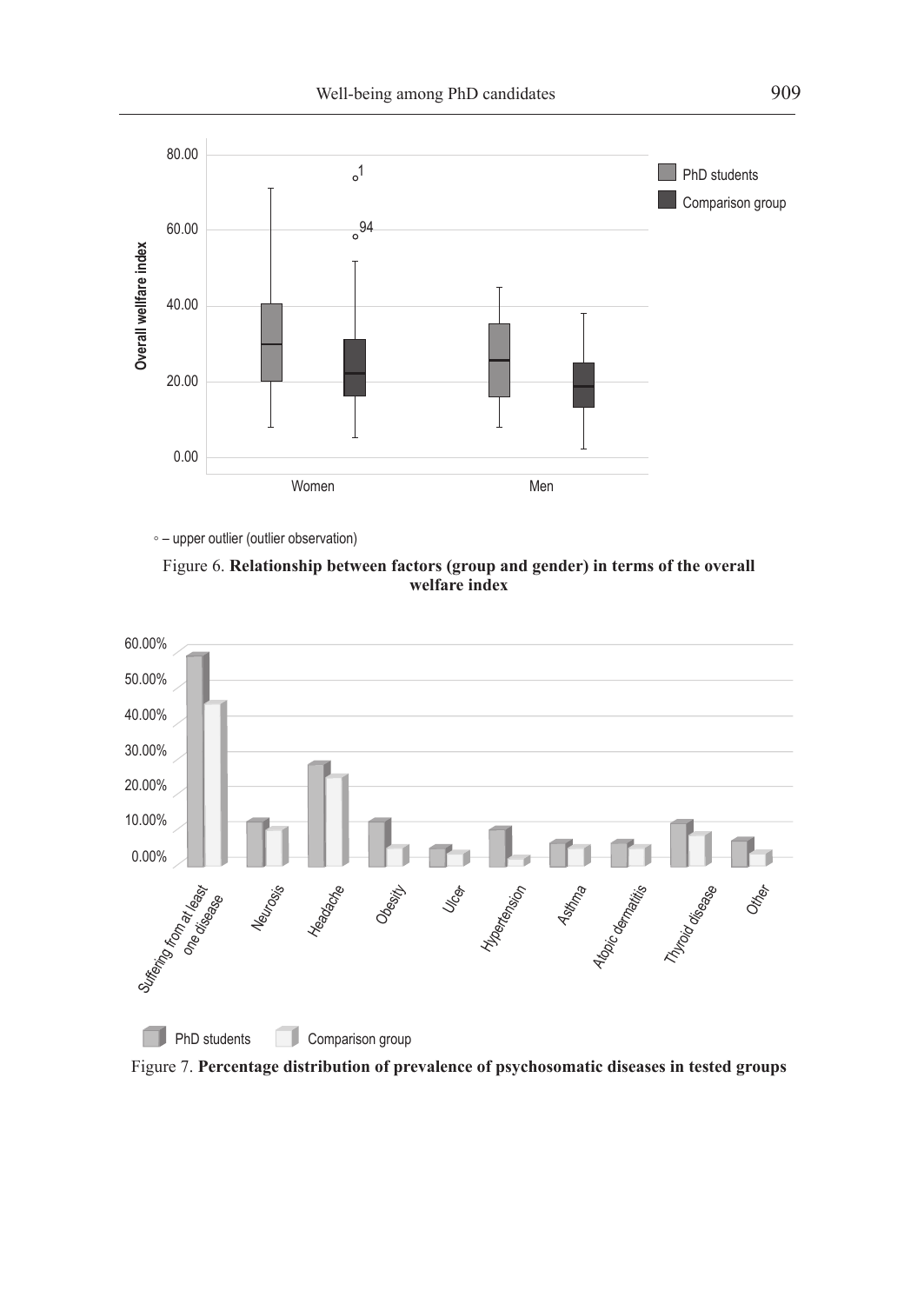◦ – upper outlier (outlier observation)

Figure 6. **Relationship between factors (group and gender) in terms of the overall welfare index**

Figure 7. **Percentage distribution of prevalence of psychosomatic diseases in tested groups**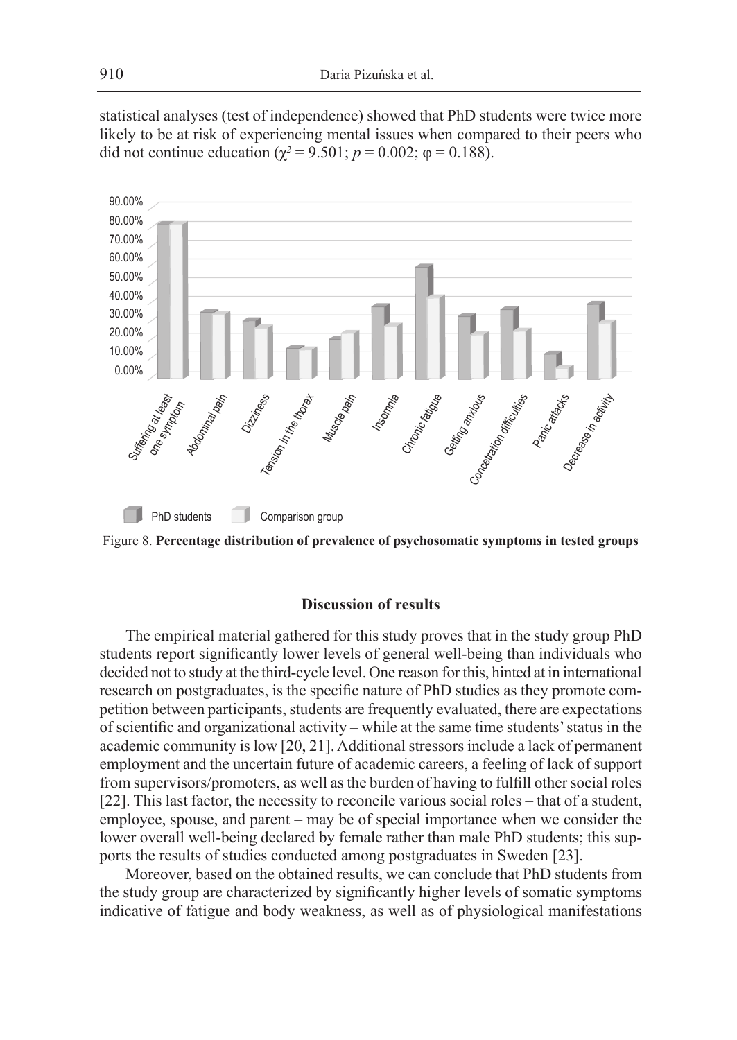statistical analyses (test of independence) showed that PhD students were twice more likely to be at risk of experiencing mental issues when compared to their peers who did not continue education ($\chi^2 = 9.501$; $p = 0.002$; $\varphi = 0.188$).

Figure 8. **Percentage distribution of prevalence of psychosomatic symptoms in tested groups**

## Discussion of results

The empirical material gathered for this study proves that in the study group PhD students report significantly lower levels of general well-being than individuals who decided not to study at the third-cycle level. One reason for this, hinted at in international research on postgraduates, is the specific nature of PhD studies as they promote competition between participants, students are frequently evaluated, there are expectations of scientific and organizational activity – while at the same time students' status in the academic community is low [20, 21]. Additional stressors include a lack of permanent employment and the uncertain future of academic careers, a feeling of lack of support from supervisors/promoters, as well as the burden of having to fulfill other social roles [22]. This last factor, the necessity to reconcile various social roles – that of a student, employee, spouse, and parent – may be of special importance when we consider the lower overall well-being declared by female rather than male PhD students; this supports the results of studies conducted among postgraduates in Sweden [23].

Moreover, based on the obtained results, we can conclude that PhD students from the study group are characterized by significantly higher levels of somatic symptoms indicative of fatigue and body weakness, as well as of physiological manifestations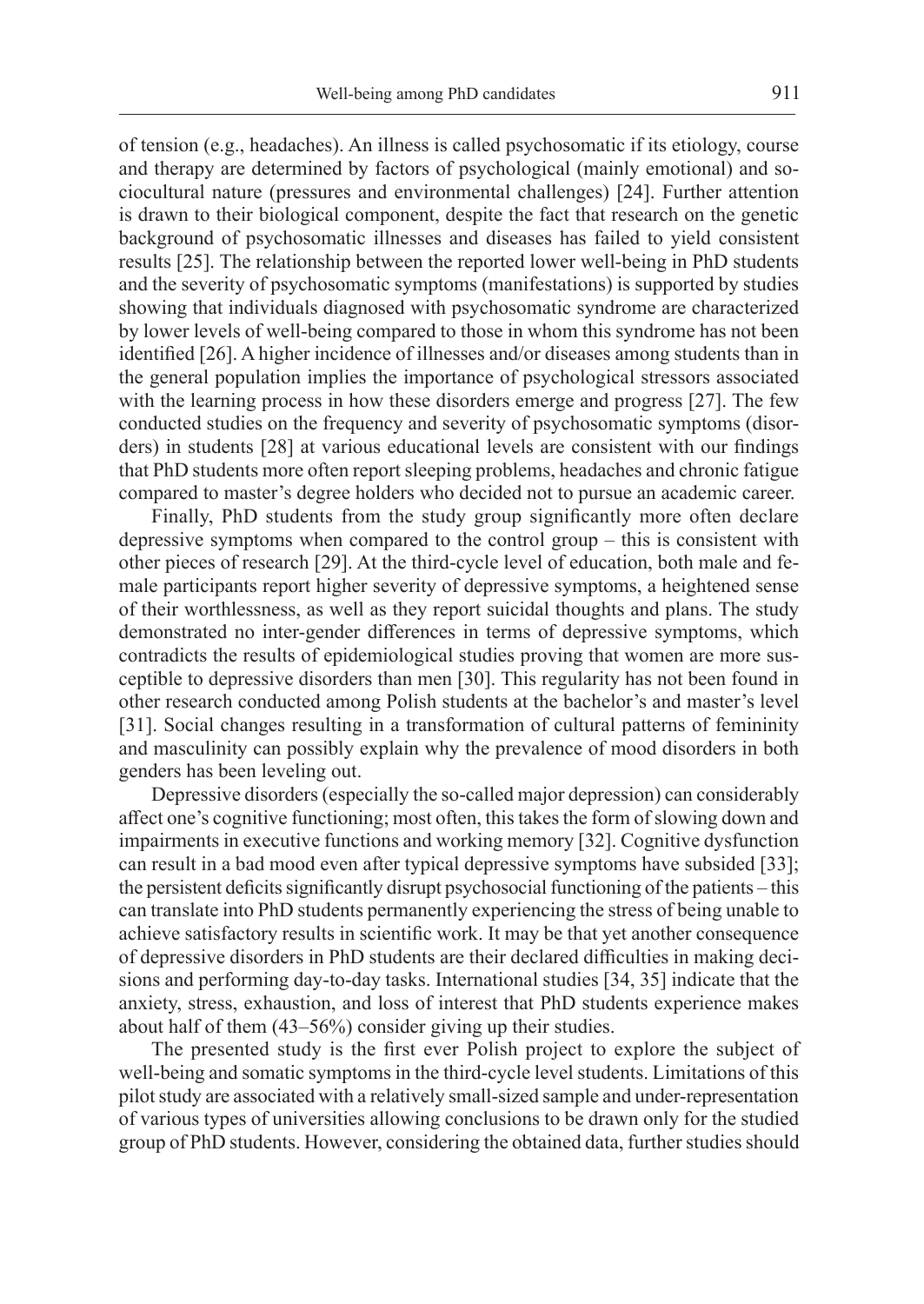of tension (e.g., headaches). An illness is called psychosomatic if its etiology, course and therapy are determined by factors of psychological (mainly emotional) and sociocultural nature (pressures and environmental challenges) [24]. Further attention is drawn to their biological component, despite the fact that research on the genetic background of psychosomatic illnesses and diseases has failed to yield consistent results [25]. The relationship between the reported lower well-being in PhD students and the severity of psychosomatic symptoms (manifestations) is supported by studies showing that individuals diagnosed with psychosomatic syndrome are characterized by lower levels of well-being compared to those in whom this syndrome has not been identified [26]. A higher incidence of illnesses and/or diseases among students than in the general population implies the importance of psychological stressors associated with the learning process in how these disorders emerge and progress [27]. The few conducted studies on the frequency and severity of psychosomatic symptoms (disorders) in students [28] at various educational levels are consistent with our findings that PhD students more often report sleeping problems, headaches and chronic fatigue compared to master's degree holders who decided not to pursue an academic career.

Finally, PhD students from the study group significantly more often declare depressive symptoms when compared to the control group – this is consistent with other pieces of research [29]. At the third-cycle level of education, both male and female participants report higher severity of depressive symptoms, a heightened sense of their worthlessness, as well as they report suicidal thoughts and plans. The study demonstrated no inter-gender differences in terms of depressive symptoms, which contradicts the results of epidemiological studies proving that women are more susceptible to depressive disorders than men [30]. This regularity has not been found in other research conducted among Polish students at the bachelor's and master's level [31]. Social changes resulting in a transformation of cultural patterns of femininity and masculinity can possibly explain why the prevalence of mood disorders in both genders has been leveling out.

Depressive disorders (especially the so-called major depression) can considerably affect one's cognitive functioning; most often, this takes the form of slowing down and impairments in executive functions and working memory [32]. Cognitive dysfunction can result in a bad mood even after typical depressive symptoms have subsided [33]; the persistent deficits significantly disrupt psychosocial functioning of the patients – this can translate into PhD students permanently experiencing the stress of being unable to achieve satisfactory results in scientific work. It may be that yet another consequence of depressive disorders in PhD students are their declared difficulties in making decisions and performing day-to-day tasks. International studies [34, 35] indicate that the anxiety, stress, exhaustion, and loss of interest that PhD students experience makes about half of them (43–56%) consider giving up their studies.

The presented study is the first ever Polish project to explore the subject of well-being and somatic symptoms in the third-cycle level students. Limitations of this pilot study are associated with a relatively small-sized sample and under-representation of various types of universities allowing conclusions to be drawn only for the studied group of PhD students. However, considering the obtained data, further studies should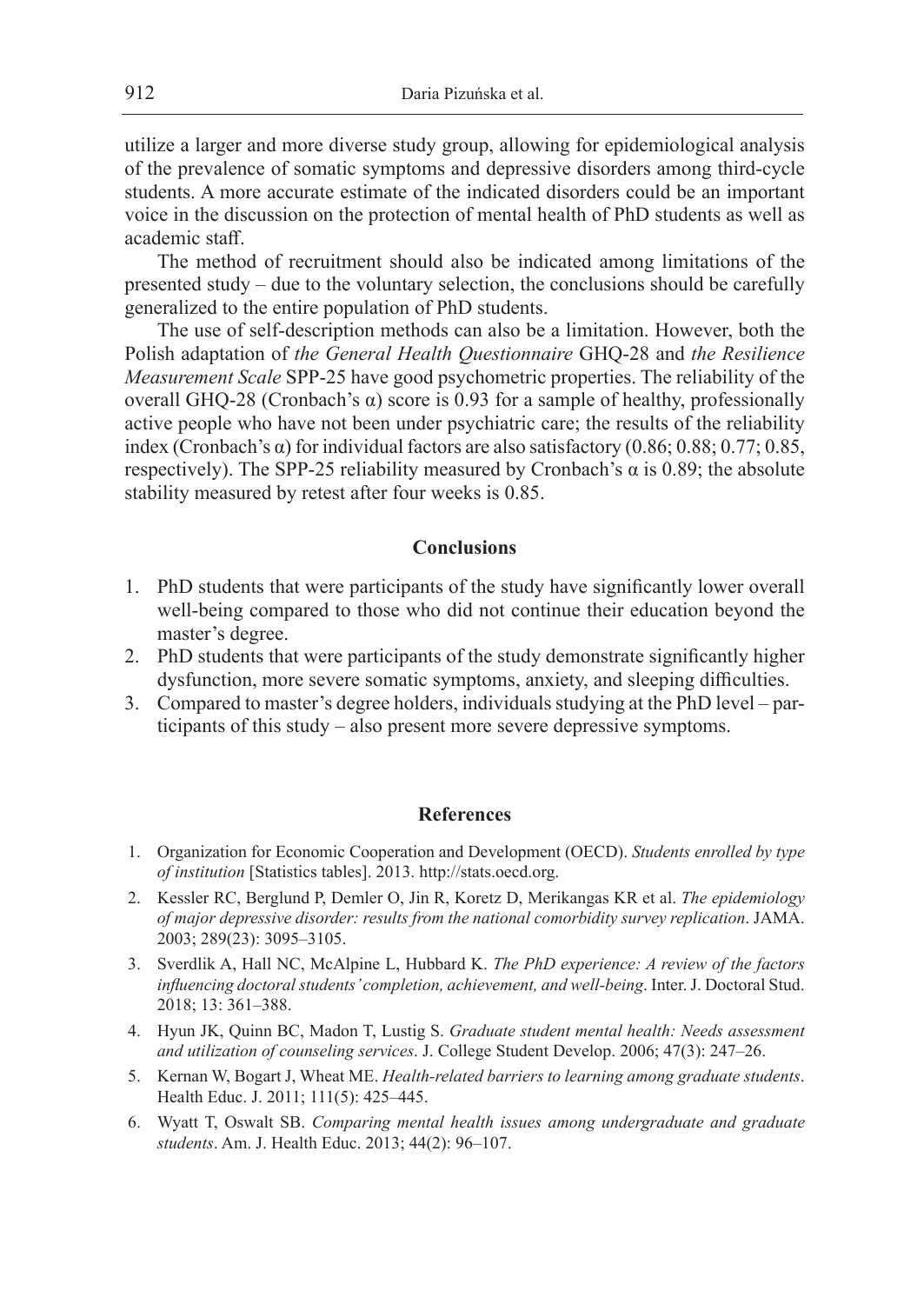utilize a larger and more diverse study group, allowing for epidemiological analysis of the prevalence of somatic symptoms and depressive disorders among third-cycle students. A more accurate estimate of the indicated disorders could be an important voice in the discussion on the protection of mental health of PhD students as well as academic staff.

The method of recruitment should also be indicated among limitations of the presented study – due to the voluntary selection, the conclusions should be carefully generalized to the entire population of PhD students.

The use of self-description methods can also be a limitation. However, both the Polish adaptation of *the General Health Questionnaire* GHQ-28 and *the Resilience Measurement Scale* SPP-25 have good psychometric properties. The reliability of the overall GHQ-28 (Cronbach's $\alpha$) score is 0.93 for a sample of healthy, professionally active people who have not been under psychiatric care; the results of the reliability index (Cronbach's $\alpha$) for individual factors are also satisfactory (0.86; 0.88; 0.77; 0.85, respectively). The SPP-25 reliability measured by Cronbach's $\alpha$ is 0.89; the absolute stability measured by retest after four weeks is 0.85.

## Conclusions

1. PhD students that were participants of the study have significantly lower overall well-being compared to those who did not continue their education beyond the master's degree.
2. PhD students that were participants of the study demonstrate significantly higher dysfunction, more severe somatic symptoms, anxiety, and sleeping difficulties.
3. Compared to master's degree holders, individuals studying at the PhD level – participants of this study – also present more severe depressive symptoms.

## References

1. Organization for Economic Cooperation and Development (OECD). *Students enrolled by type of institution* [Statistics tables]. 2013. http://stats.oecd.org.
2. Kessler RC, Berglund P, Demler O, Jin R, Koretz D, Merikangas KR et al. *The epidemiology of major depressive disorder: results from the national comorbidity survey replication*. JAMA. 2003; 289(23): 3095–3105.
3. Sverdlik A, Hall NC, McAlpine L, Hubbard K. *The PhD experience: A review of the factors influencing doctoral students' completion, achievement, and well-being*. Inter. J. Doctoral Stud. 2018; 13: 361–388.
4. Hyun JK, Quinn BC, Madon T, Lustig S. *Graduate student mental health: Needs assessment and utilization of counseling services*. J. College Student Develop. 2006; 47(3): 247–26.
5. Kernan W, Bogart J, Wheat ME. *Health-related barriers to learning among graduate students*. Health Educ. J. 2011; 111(5): 425–445.
6. Wyatt T, Oswalt SB. *Comparing mental health issues among undergraduate and graduate students*. Am. J. Health Educ. 2013; 44(2): 96–107.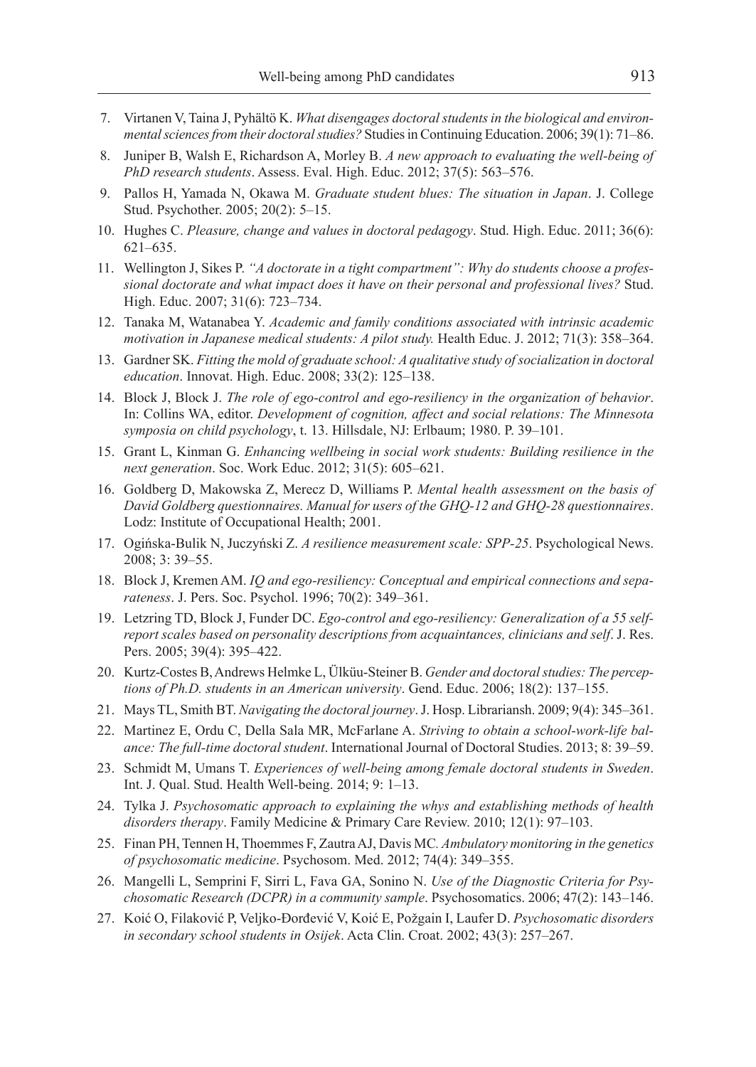7. Virtanen V, Taina J, Pyhältö K. *What disengages doctoral students in the biological and environmental sciences from their doctoral studies?* Studies in Continuing Education. 2006; 39(1): 71–86.
8. Juniper B, Walsh E, Richardson A, Morley B. *A new approach to evaluating the well-being of PhD research students*. Assess. Eval. High. Educ. 2012; 37(5): 563–576.
9. Pallos H, Yamada N, Okawa M. *Graduate student blues: The situation in Japan*. J. College Stud. Psychother. 2005; 20(2): 5–15.
10. Hughes C. *Pleasure, change and values in doctoral pedagogy*. Stud. High. Educ. 2011; 36(6): 621–635.
11. Wellington J, Sikes P. *"A doctorate in a tight compartment": Why do students choose a professional doctorate and what impact does it have on their personal and professional lives?* Stud. High. Educ. 2007; 31(6): 723–734.
12. Tanaka M, Watanabea Y. *Academic and family conditions associated with intrinsic academic motivation in Japanese medical students: A pilot study.* Health Educ. J. 2012; 71(3): 358–364.
13. Gardner SK. *Fitting the mold of graduate school: A qualitative study of socialization in doctoral education*. Innovat. High. Educ. 2008; 33(2): 125–138.
14. Block J, Block J. *The role of ego-control and ego-resiliency in the organization of behavior*. In: Collins WA, editor. *Development of cognition, affect and social relations: The Minnesota symposia on child psychology*, t. 13. Hillsdale, NJ: Erlbaum; 1980. P. 39–101.
15. Grant L, Kinman G. *Enhancing wellbeing in social work students: Building resilience in the next generation*. Soc. Work Educ. 2012; 31(5): 605–621.
16. Goldberg D, Makowska Z, Merecz D, Williams P. *Mental health assessment on the basis of David Goldberg questionnaires. Manual for users of the GHQ-12 and GHQ-28 questionnaires*. Lodz: Institute of Occupational Health; 2001.
17. Ogińska-Bulik N, Juczyński Z. *A resilience measurement scale: SPP-25*. Psychological News. 2008; 3: 39–55.
18. Block J, Kremen AM. *IQ and ego-resiliency: Conceptual and empirical connections and separateness*. J. Pers. Soc. Psychol. 1996; 70(2): 349–361.
19. Letzring TD, Block J, Funder DC. *Ego-control and ego-resiliency: Generalization of a 55 self-report scales based on personality descriptions from acquaintances, clinicians and self*. J. Res. Pers. 2005; 39(4): 395–422.
20. Kurtz-Costes B, Andrews Helmke L, Ülküu-Steiner B. *Gender and doctoral studies: The perceptions of Ph.D. students in an American university*. Gend. Educ. 2006; 18(2): 137–155.
21. Mays TL, Smith BT. *Navigating the doctoral journey*. J. Hosp. Librariansh. 2009; 9(4): 345–361.
22. Martinez E, Ordu C, Della Sala MR, McFarlane A. *Striving to obtain a school-work-life balance: The full-time doctoral student*. International Journal of Doctoral Studies. 2013; 8: 39–59.
23. Schmidt M, Umans T. *Experiences of well-being among female doctoral students in Sweden*. Int. J. Qual. Stud. Health Well-being. 2014; 9: 1–13.
24. Tylka J. *Psychosomatic approach to explaining the whys and establishing methods of health disorders therapy*. Family Medicine & Primary Care Review. 2010; 12(1): 97–103.
25. Finan PH, Tennen H, Thoemmes F, Zautra AJ, Davis MC. *Ambulatory monitoring in the genetics of psychosomatic medicine*. Psychosom. Med. 2012; 74(4): 349–355.
26. Mangelli L, Semprini F, Sirri L, Fava GA, Sonino N. *Use of the Diagnostic Criteria for Psychosomatic Research (DCPR) in a community sample*. Psychosomatics. 2006; 47(2): 143–146.
27. Koić O, Filaković P, Veljko-Đorđević V, Koić E, Požgain I, Laufer D. *Psychosomatic disorders in secondary school students in Osijek*. Acta Clin. Croat. 2002; 43(3): 257–267.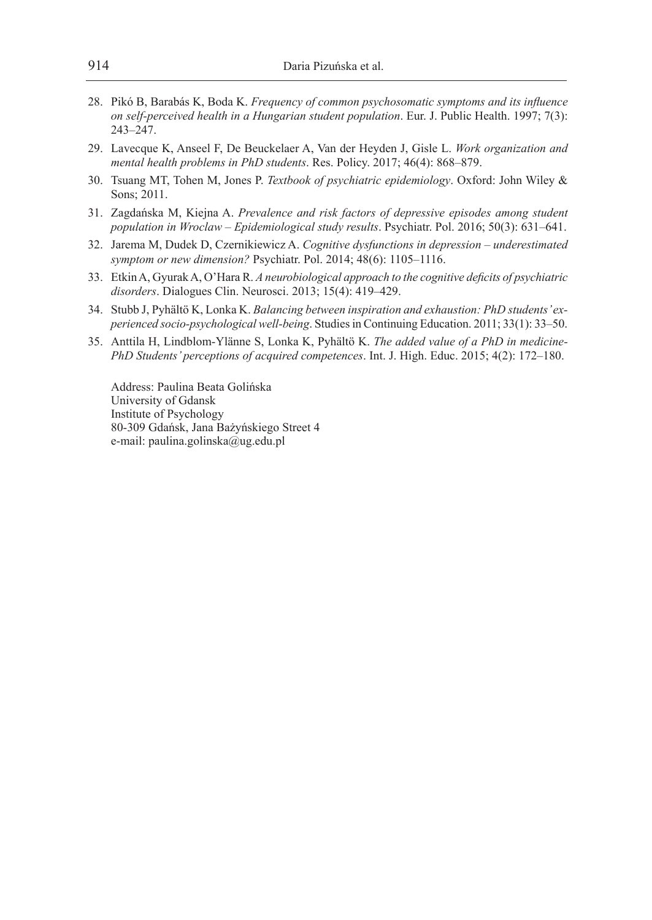28. Pikó B, Barabás K, Boda K. *Frequency of common psychosomatic symptoms and its influence on self-perceived health in a Hungarian student population*. Eur. J. Public Health. 1997; 7(3): 243–247.
29. Lavecque K, Anseel F, De Beuckelaer A, Van der Heyden J, Gisle L. *Work organization and mental health problems in PhD students*. Res. Policy. 2017; 46(4): 868–879.
30. Tsuang MT, Tohen M, Jones P. *Textbook of psychiatric epidemiology*. Oxford: John Wiley & Sons; 2011.
31. Zagdańska M, Kiejna A. *Prevalence and risk factors of depressive episodes among student population in Wroclaw – Epidemiological study results*. Psychiatr. Pol. 2016; 50(3): 631–641.
32. Jarema M, Dudek D, Czernikiewicz A. *Cognitive dysfunctions in depression – underestimated symptom or new dimension?* Psychiatr. Pol. 2014; 48(6): 1105–1116.
33. Etkin A, Gyurak A, O'Hara R. *A neurobiological approach to the cognitive deficits of psychiatric disorders*. Dialogues Clin. Neurosci. 2013; 15(4): 419–429.
34. Stubb J, Pyhältö K, Lonka K. *Balancing between inspiration and exhaustion: PhD students' experienced socio-psychological well-being*. Studies in Continuing Education. 2011; 33(1): 33–50.
35. Anttila H, Lindblom-Ylänne S, Lonka K, Pyhältö K. *The added value of a PhD in medicine-PhD Students' perceptions of acquired competences*. Int. J. High. Educ. 2015; 4(2): 172–180.

Address: Paulina Beata Golińska
University of Gdansk
Institute of Psychology
80-309 Gdańsk, Jana Bażyńskiego Street 4
e-mail: paulina.golinska@ug.edu.pl